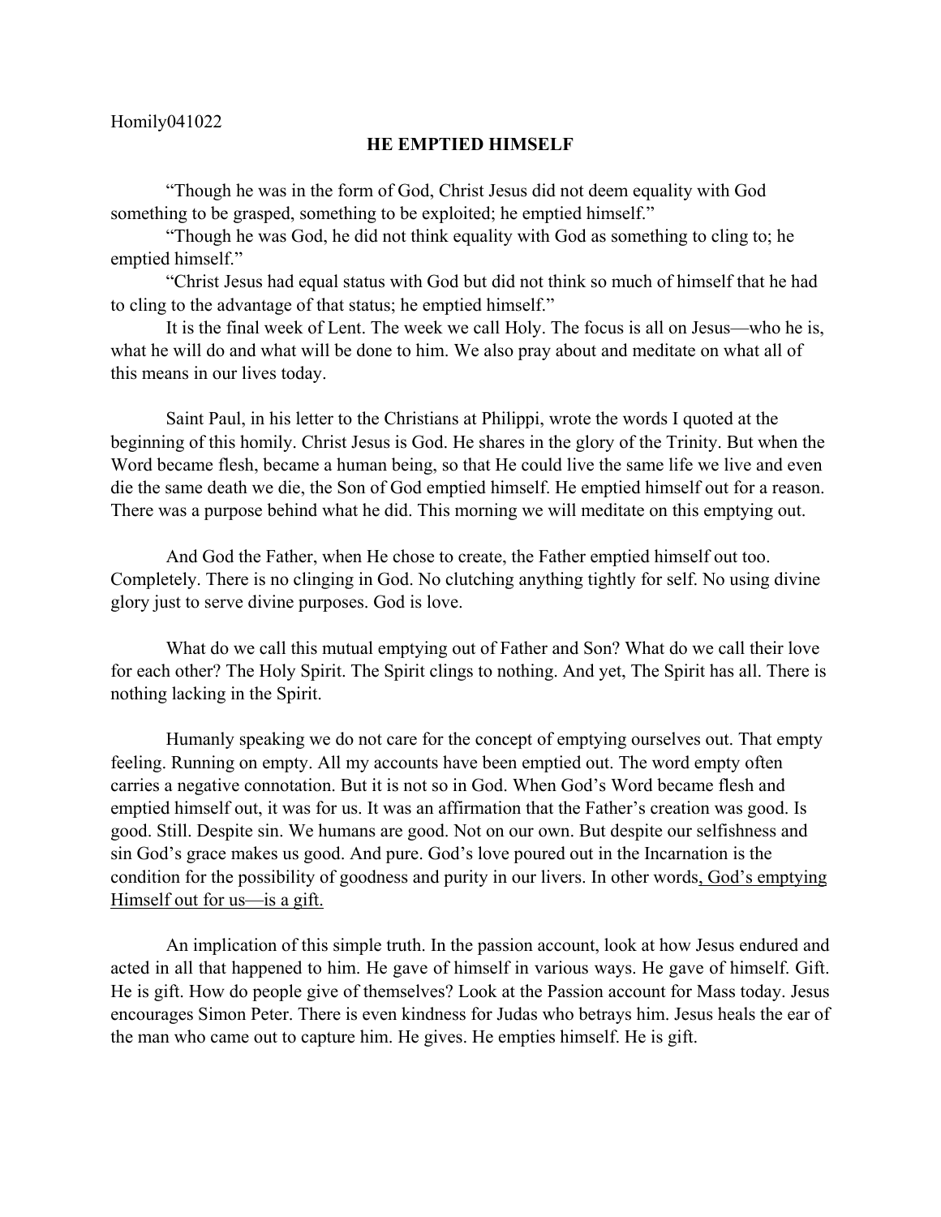Homily041022

## HE EMPTIED HIMSELF

"Though he was in the form of God, Christ Jesus did not deem equality with God something to be grasped, something to be exploited; he emptied himself."

"Though he was God, he did not think equality with God as something to cling to; he emptied himself."

"Christ Jesus had equal status with God but did not think so much of himself that he had to cling to the advantage of that status; he emptied himself."

It is the final week of Lent. The week we call Holy. The focus is all on Jesus—who he is, what he will do and what will be done to him. We also pray about and meditate on what all of this means in our lives today.

Saint Paul, in his letter to the Christians at Philippi, wrote the words I quoted at the beginning of this homily. Christ Jesus is God. He shares in the glory of the Trinity. But when the Word became flesh, became a human being, so that He could live the same life we live and even die the same death we die, the Son of God emptied himself. He emptied himself out for a reason. There was a purpose behind what he did. This morning we will meditate on this emptying out.

And God the Father, when He chose to create, the Father emptied himself out too. Completely. There is no clinging in God. No clutching anything tightly for self. No using divine glory just to serve divine purposes. God is love.

What do we call this mutual emptying out of Father and Son? What do we call their love for each other? The Holy Spirit. The Spirit clings to nothing. And yet, The Spirit has all. There is nothing lacking in the Spirit.

Humanly speaking we do not care for the concept of emptying ourselves out. That empty feeling. Running on empty. All my accounts have been emptied out. The word empty often carries a negative connotation. But it is not so in God. When God's Word became flesh and emptied himself out, it was for us. It was an affirmation that the Father's creation was good. Is good. Still. Despite sin. We humans are good. Not on our own. But despite our selfishness and sin God's grace makes us good. And pure. God's love poured out in the Incarnation is the condition for the possibility of goodness and purity in our livers. In other words<u>, God's emptying Himself out for us—is a gift.</u>

An implication of this simple truth. In the passion account, look at how Jesus endured and acted in all that happened to him. He gave of himself in various ways. He gave of himself. Gift. He is gift. How do people give of themselves? Look at the Passion account for Mass today. Jesus encourages Simon Peter. There is even kindness for Judas who betrays him. Jesus heals the ear of the man who came out to capture him. He gives. He empties himself. He is gift.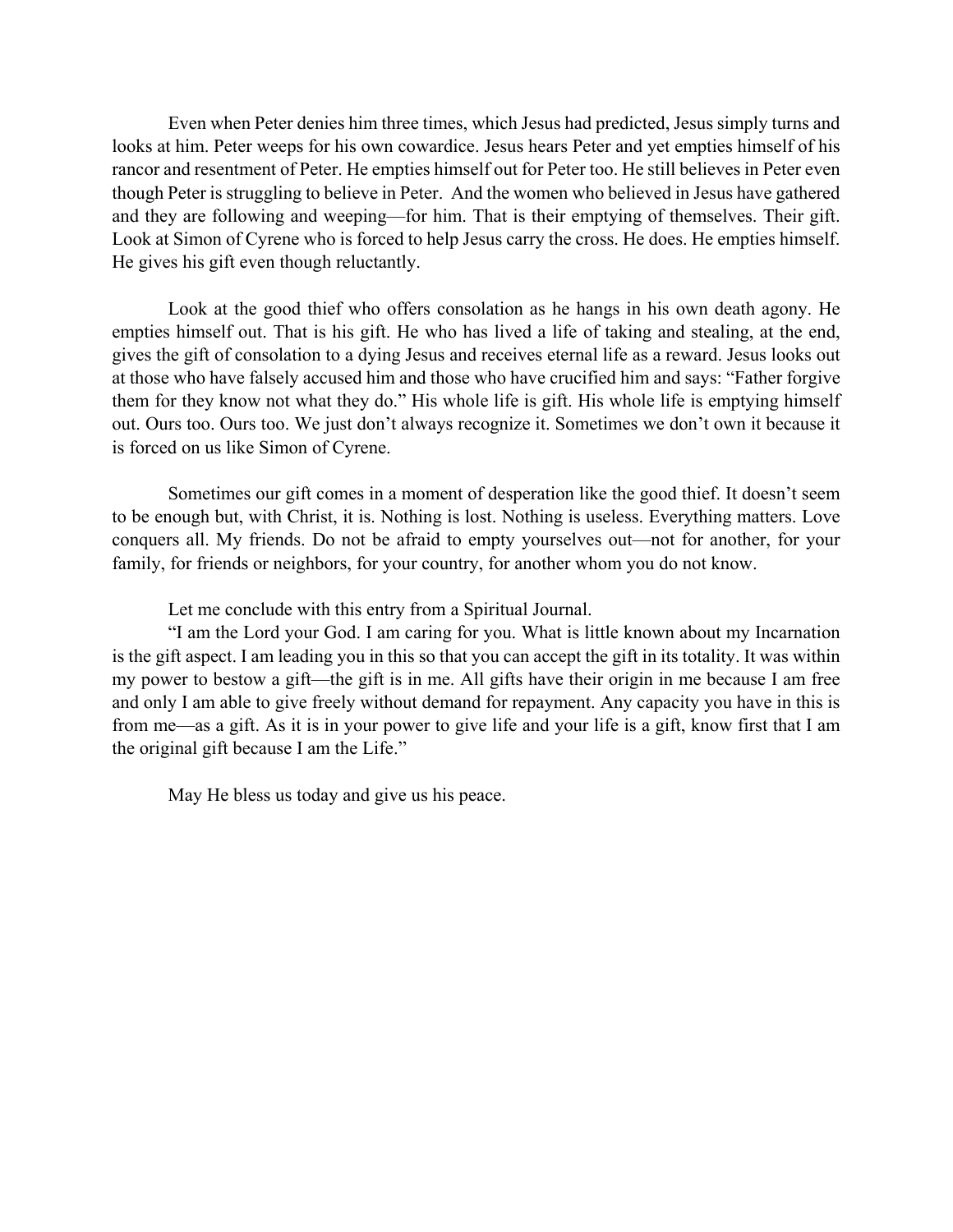Even when Peter denies him three times, which Jesus had predicted, Jesus simply turns and looks at him. Peter weeps for his own cowardice. Jesus hears Peter and yet empties himself of his rancor and resentment of Peter. He empties himself out for Peter too. He still believes in Peter even though Peter is struggling to believe in Peter. And the women who believed in Jesus have gathered and they are following and weeping—for him. That is their emptying of themselves. Their gift. Look at Simon of Cyrene who is forced to help Jesus carry the cross. He does. He empties himself. He gives his gift even though reluctantly.

Look at the good thief who offers consolation as he hangs in his own death agony. He empties himself out. That is his gift. He who has lived a life of taking and stealing, at the end, gives the gift of consolation to a dying Jesus and receives eternal life as a reward. Jesus looks out at those who have falsely accused him and those who have crucified him and says: "Father forgive them for they know not what they do." His whole life is gift. His whole life is emptying himself out. Ours too. Ours too. We just don't always recognize it. Sometimes we don't own it because it is forced on us like Simon of Cyrene.

Sometimes our gift comes in a moment of desperation like the good thief. It doesn't seem to be enough but, with Christ, it is. Nothing is lost. Nothing is useless. Everything matters. Love conquers all. My friends. Do not be afraid to empty yourselves out—not for another, for your family, for friends or neighbors, for your country, for another whom you do not know.

Let me conclude with this entry from a Spiritual Journal.

"I am the Lord your God. I am caring for you. What is little known about my Incarnation is the gift aspect. I am leading you in this so that you can accept the gift in its totality. It was within my power to bestow a gift—the gift is in me. All gifts have their origin in me because I am free and only I am able to give freely without demand for repayment. Any capacity you have in this is from me—as a gift. As it is in your power to give life and your life is a gift, know first that I am the original gift because I am the Life."

May He bless us today and give us his peace.